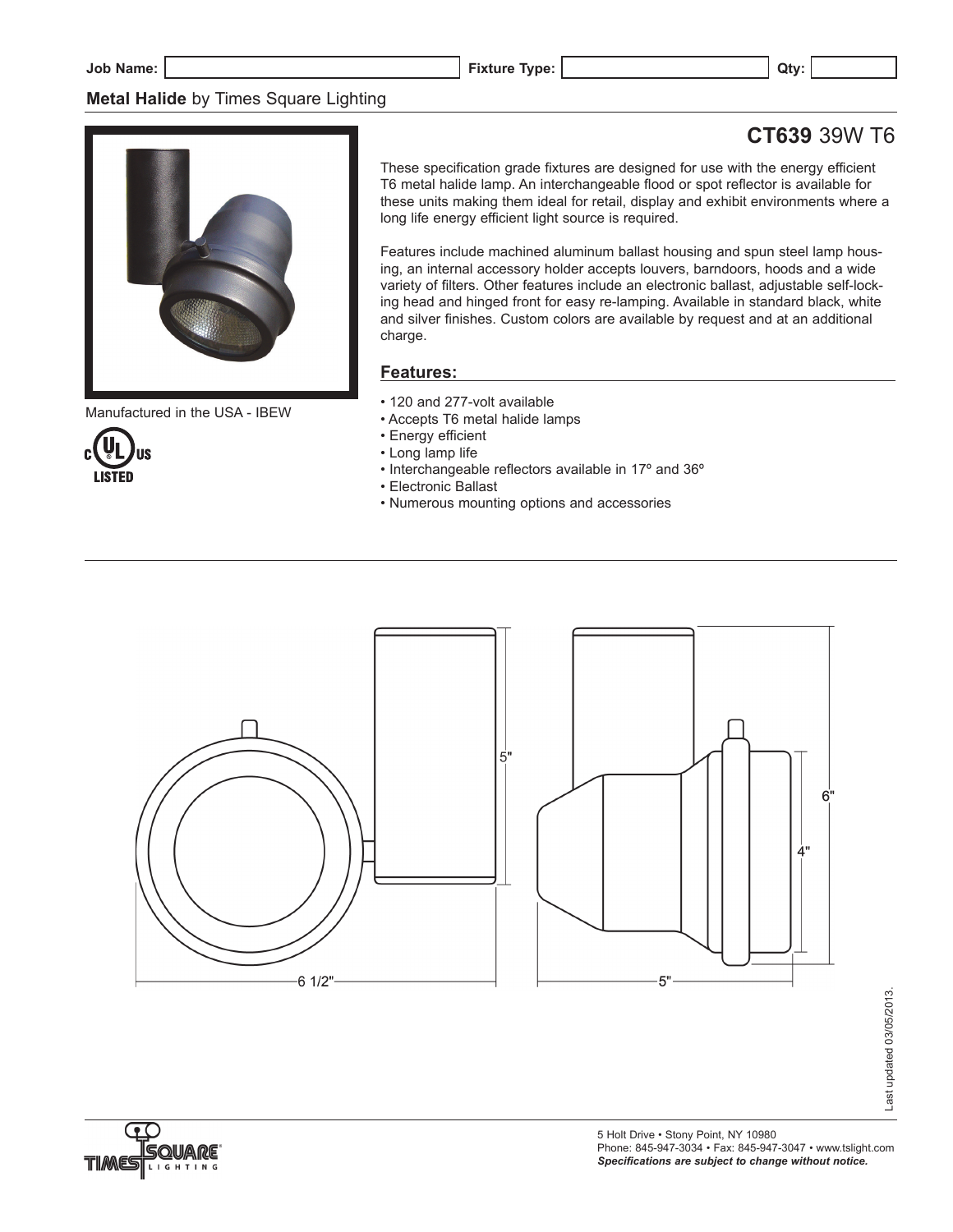Job Name: | Fixture Type: | Qty:

**Metal Halide** by Times Square Lighting

# **CT639** 39W T6

These specification grade fixtures are designed for use with the energy efficient T6 metal halide lamp. An interchangeable flood or spot reflector is available for these units making them ideal for retail, display and exhibit environments where a long life energy efficient light source is required.

Features include machined aluminum ballast housing and spun steel lamp housing, an internal accessory holder accepts louvers, barndoors, hoods and a wide variety of filters. Other features include an electronic ballast, adjustable self-locking head and hinged front for easy re-lamping. Available in standard black, white and silver finishes. Custom colors are available by request and at an additional charge.

Manufactured in the USA - IBEW

c UL us LISTED

## Features:

- 120 and 277-volt available
- Accepts T6 metal halide lamps
- Energy efficient
- Long lamp life
- Interchangeable reflectors available in 17º and 36º
- Electronic Ballast
- Numerous mounting options and accessories

5"

6"

4"

6 1/2"

5"

Last updated 03/05/2013.

5 Holt Drive • Stony Point, NY 10980
Phone: 845-947-3034 • Fax: 845-947-3047 • www.tslight.com
***Specifications are subject to change without notice.***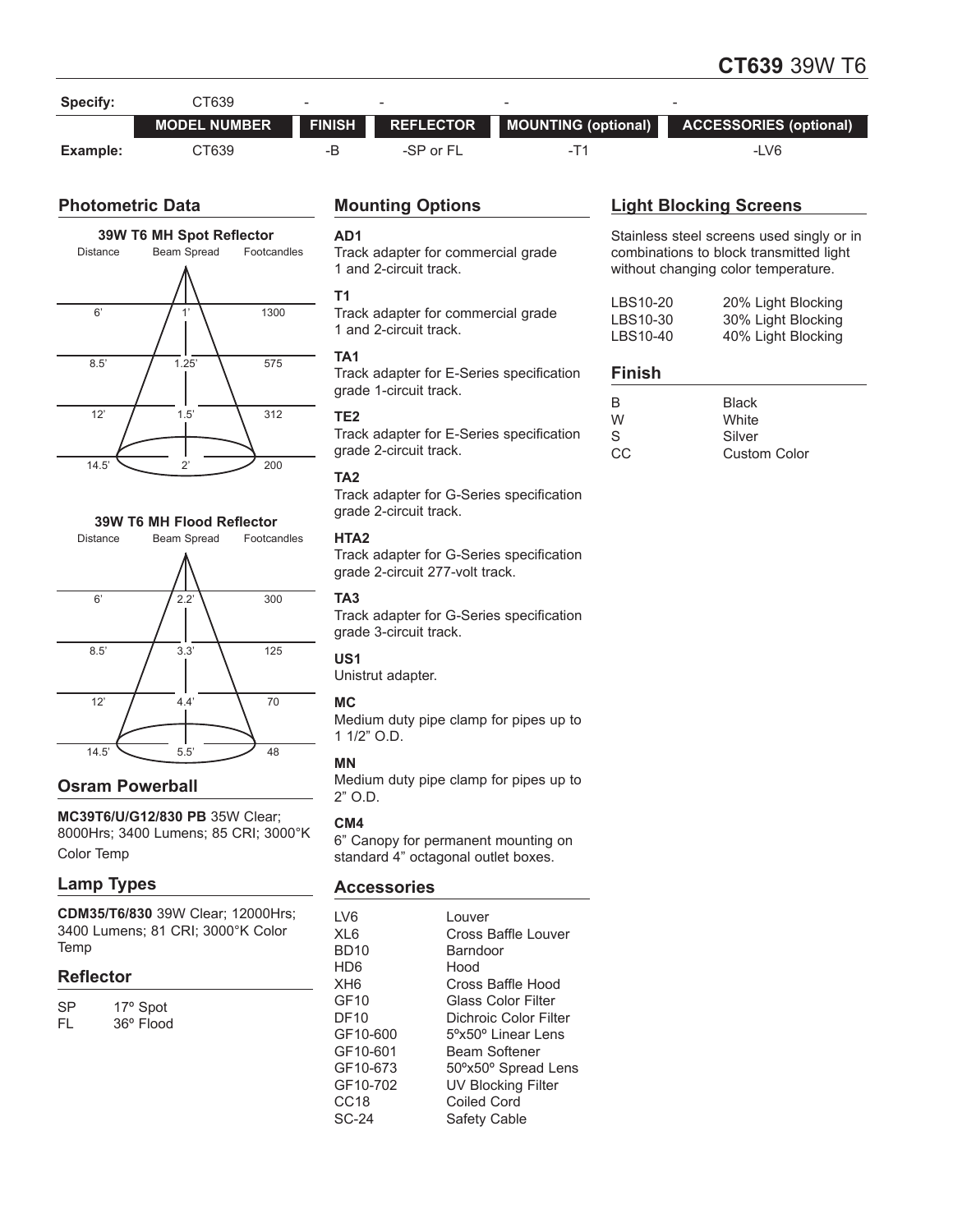# **CT639** 39W T6

| | | | | | |
|---|---|---|---|---|---|
| **Specify:** | CT639 | - | - | - | - |
| | **MODEL NUMBER** | **FINISH** | **REFLECTOR** | **MOUNTING (optional)** | **ACCESSORIES (optional)** |
| **Example:** | CT639 | -B | -SP or FL | -T1 | -LV6 |

## Photometric Data

**39W T6 MH Spot Reflector**

Distance | Beam Spread | Footcandles

6' | 1' | 1300

8.5' | 1.25' | 575

12' | 1.5' | 312

14.5' | 2' | 200

**39W T6 MH Flood Reflector**

Distance | Beam Spread | Footcandles

6' | 2.2' | 300

8.5' | 3.3' | 125

12' | 4.4' | 70

14.5' | 5.5' | 48

## Osram Powerball

**MC39T6/U/G12/830 PB** 35W Clear; 8000Hrs; 3400 Lumens; 85 CRI; 3000°K Color Temp

## Lamp Types

**CDM35/T6/830** 39W Clear; 12000Hrs; 3400 Lumens; 81 CRI; 3000°K Color Temp

## Reflector

| | |
|---|---|
| SP | 17º Spot |
| FL | 36º Flood |

## Mounting Options

**AD1**
Track adapter for commercial grade 1 and 2-circuit track.

**T1**
Track adapter for commercial grade 1 and 2-circuit track.

**TA1**
Track adapter for E-Series specification grade 1-circuit track.

**TE2**
Track adapter for E-Series specification grade 2-circuit track.

**TA2**
Track adapter for G-Series specification grade 2-circuit track.

**HTA2**
Track adapter for G-Series specification grade 2-circuit 277-volt track.

**TA3**
Track adapter for G-Series specification grade 3-circuit track.

**US1**
Unistrut adapter.

**MC**
Medium duty pipe clamp for pipes up to 1 1/2" O.D.

**MN**
Medium duty pipe clamp for pipes up to 2" O.D.

**CM4**
6" Canopy for permanent mounting on standard 4" octagonal outlet boxes.

## Accessories

| | |
|---|---|
| LV6 | Louver |
| XL6 | Cross Baffle Louver |
| BD10 | Barndoor |
| HD6 | Hood |
| XH6 | Cross Baffle Hood |
| GF10 | Glass Color Filter |
| DF10 | Dichroic Color Filter |
| GF10-600 | 5ºx50º Linear Lens |
| GF10-601 | Beam Softener |
| GF10-673 | 50ºx50º Spread Lens |
| GF10-702 | UV Blocking Filter |
| CC18 | Coiled Cord |
| SC-24 | Safety Cable |

## Light Blocking Screens

Stainless steel screens used singly or in combinations to block transmitted light without changing color temperature.

| | |
|---|---|
| LBS10-20 | 20% Light Blocking |
| LBS10-30 | 30% Light Blocking |
| LBS10-40 | 40% Light Blocking |

## Finish

| | |
|---|---|
| B | Black |
| W | White |
| S | Silver |
| CC | Custom Color |